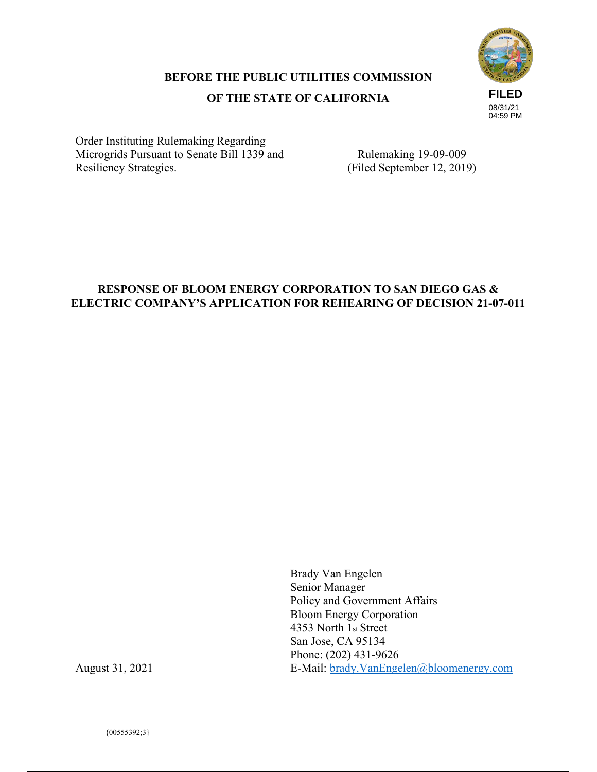**BEFORE THE PUBLIC UTILITIES COMMISSION**

**OF THE STATE OF CALIFORNIA**

FILED
08/31/21
04:59 PM

| Order Instituting Rulemaking Regarding Microgrids Pursuant to Senate Bill 1339 and Resiliency Strategies. | Rulemaking 19-09-009 (Filed September 12, 2019) |
|---|---|

**RESPONSE OF BLOOM ENERGY CORPORATION TO SAN DIEGO GAS & ELECTRIC COMPANY'S APPLICATION FOR REHEARING OF DECISION 21-07-011**

Brady Van Engelen
Senior Manager
Policy and Government Affairs
Bloom Energy Corporation
4353 North 1st Street
San Jose, CA 95134
Phone: (202) 431-9626
E-Mail: brady.VanEngelen@bloomenergy.com

August 31, 2021

{00555392;3}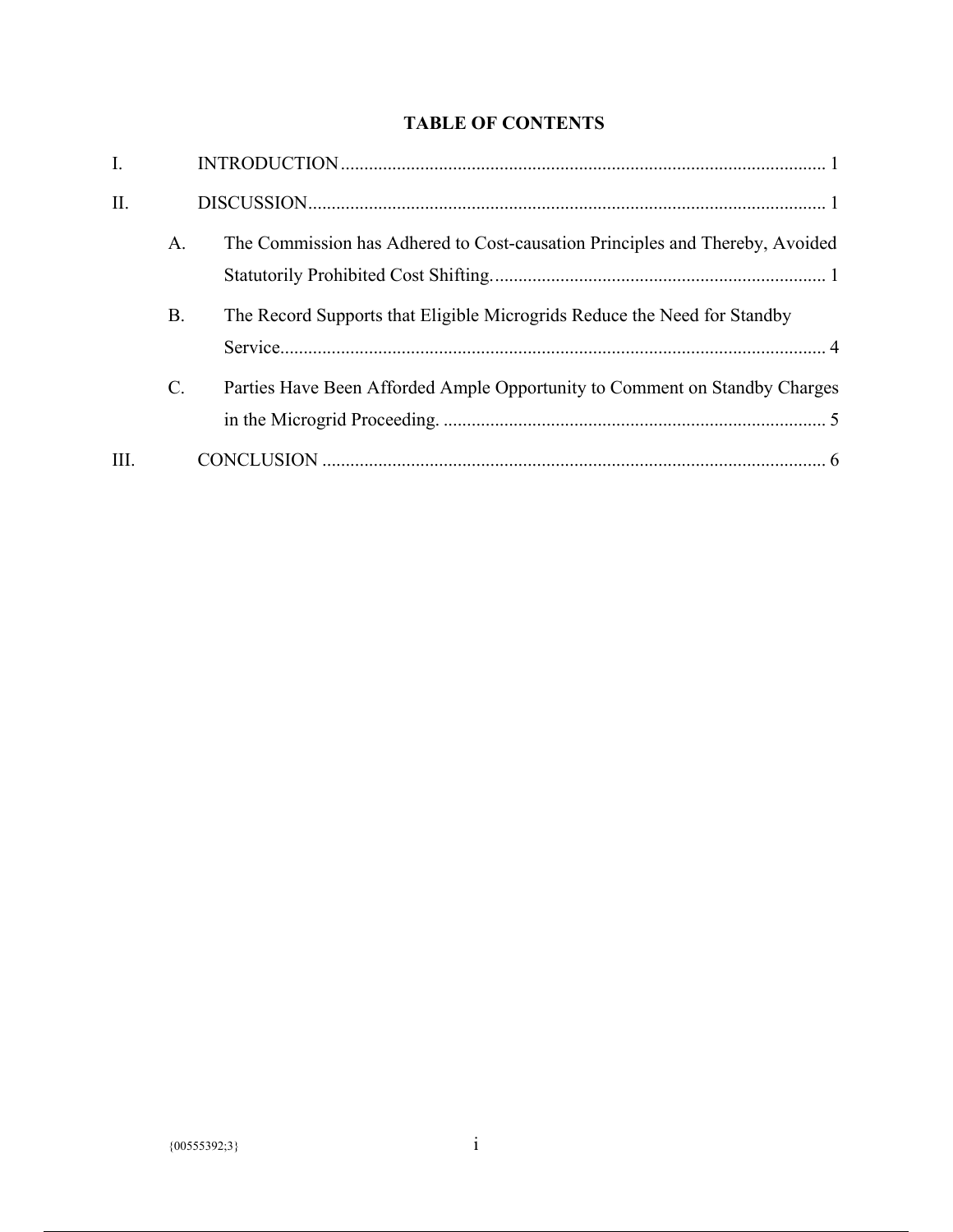## TABLE OF CONTENTS

I. INTRODUCTION ........................................................................................................ 1

II. DISCUSSION ............................................................................................................... 1

  A. The Commission has Adhered to Cost-causation Principles and Thereby, Avoided Statutorily Prohibited Cost Shifting. ....................................................................... 1

  B. The Record Supports that Eligible Microgrids Reduce the Need for Standby Service. ................................................................................................................... 4

  C. Parties Have Been Afforded Ample Opportunity to Comment on Standby Charges in the Microgrid Proceeding. .................................................................................. 5

III. CONCLUSION ............................................................................................................ 6

{00555392;3}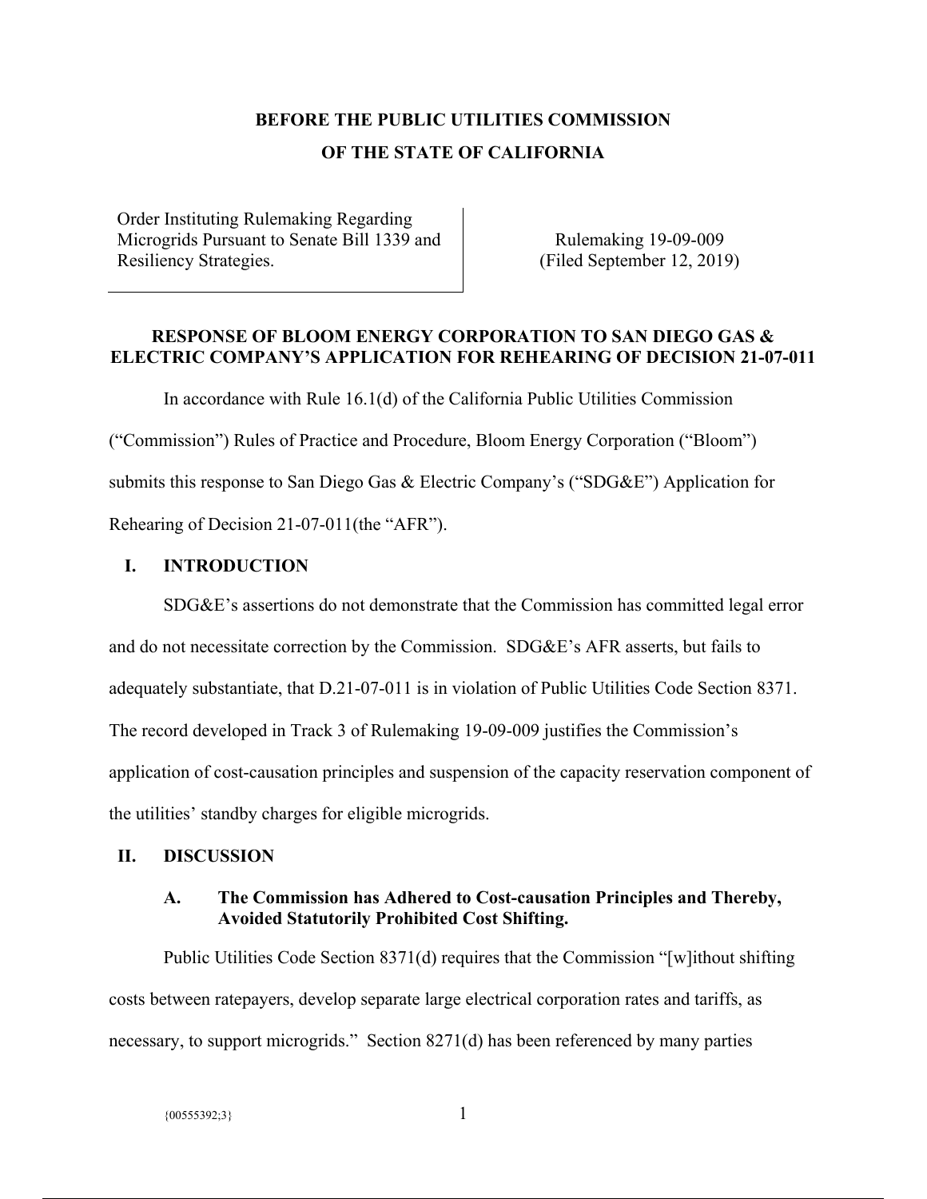**BEFORE THE PUBLIC UTILITIES COMMISSION**

**OF THE STATE OF CALIFORNIA**

| Order Instituting Rulemaking Regarding Microgrids Pursuant to Senate Bill 1339 and Resiliency Strategies. | Rulemaking 19-09-009 (Filed September 12, 2019) |
|---|---|

**RESPONSE OF BLOOM ENERGY CORPORATION TO SAN DIEGO GAS & ELECTRIC COMPANY'S APPLICATION FOR REHEARING OF DECISION 21-07-011**

In accordance with Rule 16.1(d) of the California Public Utilities Commission ("Commission") Rules of Practice and Procedure, Bloom Energy Corporation ("Bloom") submits this response to San Diego Gas & Electric Company's ("SDG&E") Application for Rehearing of Decision 21-07-011(the "AFR").

## I. INTRODUCTION

SDG&E's assertions do not demonstrate that the Commission has committed legal error and do not necessitate correction by the Commission. SDG&E's AFR asserts, but fails to adequately substantiate, that D.21-07-011 is in violation of Public Utilities Code Section 8371. The record developed in Track 3 of Rulemaking 19-09-009 justifies the Commission's application of cost-causation principles and suspension of the capacity reservation component of the utilities' standby charges for eligible microgrids.

## II. DISCUSSION

### A. The Commission has Adhered to Cost-causation Principles and Thereby, Avoided Statutorily Prohibited Cost Shifting.

Public Utilities Code Section 8371(d) requires that the Commission "[w]ithout shifting costs between ratepayers, develop separate large electrical corporation rates and tariffs, as necessary, to support microgrids." Section 8271(d) has been referenced by many parties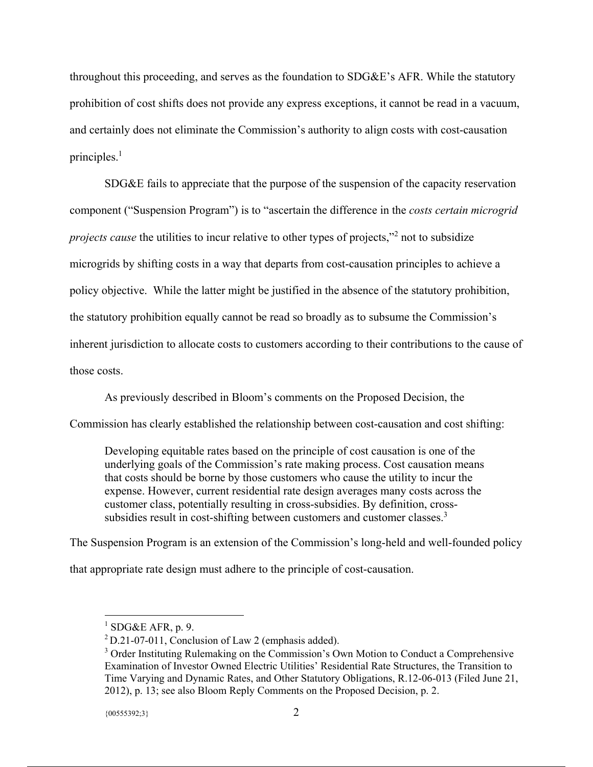throughout this proceeding, and serves as the foundation to SDG&E's AFR. While the statutory prohibition of cost shifts does not provide any express exceptions, it cannot be read in a vacuum, and certainly does not eliminate the Commission's authority to align costs with cost-causation principles.[1]

SDG&E fails to appreciate that the purpose of the suspension of the capacity reservation component ("Suspension Program") is to "ascertain the difference in the *costs certain microgrid projects cause* the utilities to incur relative to other types of projects,"[2] not to subsidize microgrids by shifting costs in a way that departs from cost-causation principles to achieve a policy objective. While the latter might be justified in the absence of the statutory prohibition, the statutory prohibition equally cannot be read so broadly as to subsume the Commission's inherent jurisdiction to allocate costs to customers according to their contributions to the cause of those costs.

As previously described in Bloom's comments on the Proposed Decision, the Commission has clearly established the relationship between cost-causation and cost shifting:

> Developing equitable rates based on the principle of cost causation is one of the underlying goals of the Commission's rate making process. Cost causation means that costs should be borne by those customers who cause the utility to incur the expense. However, current residential rate design averages many costs across the customer class, potentially resulting in cross-subsidies. By definition, cross-subsidies result in cost-shifting between customers and customer classes.[3]

The Suspension Program is an extension of the Commission's long-held and well-founded policy that appropriate rate design must adhere to the principle of cost-causation.

---

[1] SDG&E AFR, p. 9.

[2] D.21-07-011, Conclusion of Law 2 (emphasis added).

[3] Order Instituting Rulemaking on the Commission's Own Motion to Conduct a Comprehensive Examination of Investor Owned Electric Utilities' Residential Rate Structures, the Transition to Time Varying and Dynamic Rates, and Other Statutory Obligations, R.12-06-013 (Filed June 21, 2012), p. 13; see also Bloom Reply Comments on the Proposed Decision, p. 2.

{00555392;3}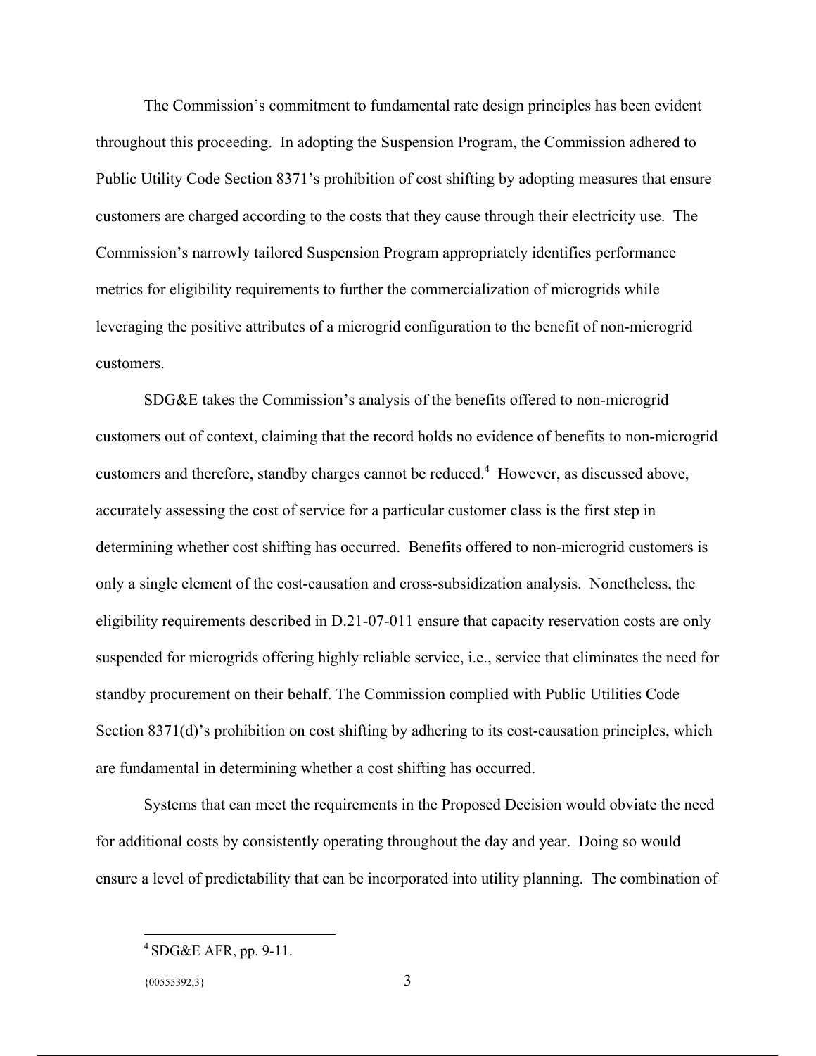The Commission's commitment to fundamental rate design principles has been evident throughout this proceeding. In adopting the Suspension Program, the Commission adhered to Public Utility Code Section 8371's prohibition of cost shifting by adopting measures that ensure customers are charged according to the costs that they cause through their electricity use. The Commission's narrowly tailored Suspension Program appropriately identifies performance metrics for eligibility requirements to further the commercialization of microgrids while leveraging the positive attributes of a microgrid configuration to the benefit of non-microgrid customers.

SDG&E takes the Commission's analysis of the benefits offered to non-microgrid customers out of context, claiming that the record holds no evidence of benefits to non-microgrid customers and therefore, standby charges cannot be reduced.[4] However, as discussed above, accurately assessing the cost of service for a particular customer class is the first step in determining whether cost shifting has occurred. Benefits offered to non-microgrid customers is only a single element of the cost-causation and cross-subsidization analysis. Nonetheless, the eligibility requirements described in D.21-07-011 ensure that capacity reservation costs are only suspended for microgrids offering highly reliable service, i.e., service that eliminates the need for standby procurement on their behalf. The Commission complied with Public Utilities Code Section 8371(d)'s prohibition on cost shifting by adhering to its cost-causation principles, which are fundamental in determining whether a cost shifting has occurred.

Systems that can meet the requirements in the Proposed Decision would obviate the need for additional costs by consistently operating throughout the day and year. Doing so would ensure a level of predictability that can be incorporated into utility planning. The combination of

[4] SDG&E AFR, pp. 9-11.

{00555392;3}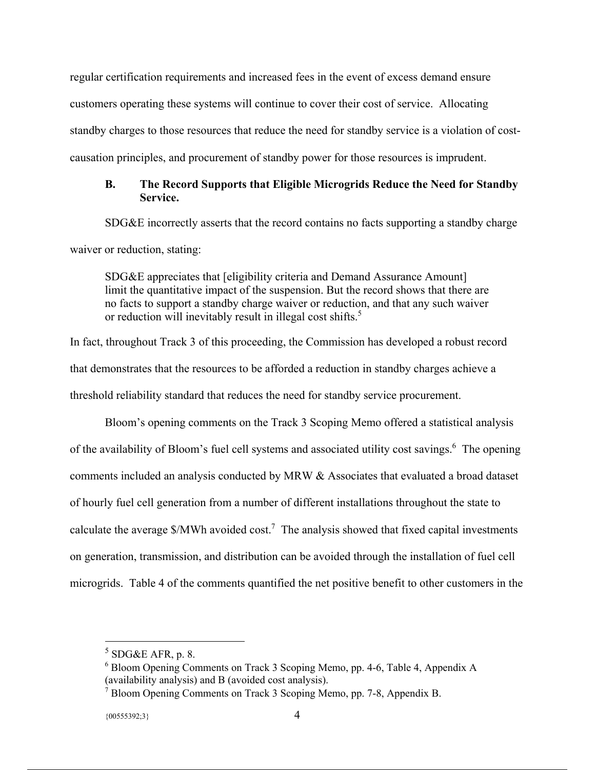regular certification requirements and increased fees in the event of excess demand ensure customers operating these systems will continue to cover their cost of service. Allocating standby charges to those resources that reduce the need for standby service is a violation of cost-causation principles, and procurement of standby power for those resources is imprudent.

### B. The Record Supports that Eligible Microgrids Reduce the Need for Standby Service.

SDG&E incorrectly asserts that the record contains no facts supporting a standby charge waiver or reduction, stating:

> SDG&E appreciates that [eligibility criteria and Demand Assurance Amount] limit the quantitative impact of the suspension. But the record shows that there are no facts to support a standby charge waiver or reduction, and that any such waiver or reduction will inevitably result in illegal cost shifts.[5]

In fact, throughout Track 3 of this proceeding, the Commission has developed a robust record that demonstrates that the resources to be afforded a reduction in standby charges achieve a threshold reliability standard that reduces the need for standby service procurement.

Bloom's opening comments on the Track 3 Scoping Memo offered a statistical analysis of the availability of Bloom's fuel cell systems and associated utility cost savings.[6] The opening comments included an analysis conducted by MRW & Associates that evaluated a broad dataset of hourly fuel cell generation from a number of different installations throughout the state to calculate the average $/MWh avoided cost.[7] The analysis showed that fixed capital investments on generation, transmission, and distribution can be avoided through the installation of fuel cell microgrids. Table 4 of the comments quantified the net positive benefit to other customers in the

---

[5] SDG&E AFR, p. 8.

[6] Bloom Opening Comments on Track 3 Scoping Memo, pp. 4-6, Table 4, Appendix A (availability analysis) and B (avoided cost analysis).

[7] Bloom Opening Comments on Track 3 Scoping Memo, pp. 7-8, Appendix B.

{00555392;3}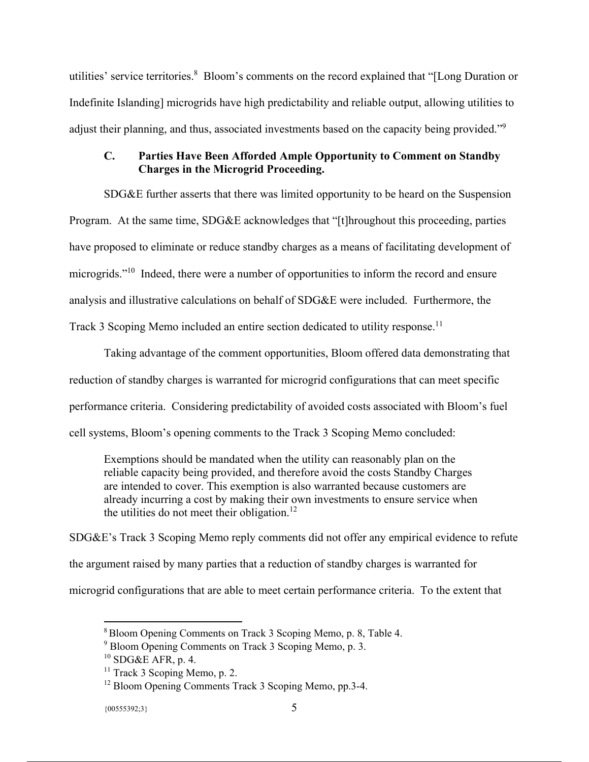utilities' service territories.[8] Bloom's comments on the record explained that "[Long Duration or Indefinite Islanding] microgrids have high predictability and reliable output, allowing utilities to adjust their planning, and thus, associated investments based on the capacity being provided."[9]

### C. Parties Have Been Afforded Ample Opportunity to Comment on Standby Charges in the Microgrid Proceeding.

SDG&E further asserts that there was limited opportunity to be heard on the Suspension Program. At the same time, SDG&E acknowledges that "[t]hroughout this proceeding, parties have proposed to eliminate or reduce standby charges as a means of facilitating development of microgrids."[10] Indeed, there were a number of opportunities to inform the record and ensure analysis and illustrative calculations on behalf of SDG&E were included. Furthermore, the Track 3 Scoping Memo included an entire section dedicated to utility response.[11]

Taking advantage of the comment opportunities, Bloom offered data demonstrating that reduction of standby charges is warranted for microgrid configurations that can meet specific performance criteria. Considering predictability of avoided costs associated with Bloom's fuel cell systems, Bloom's opening comments to the Track 3 Scoping Memo concluded:

> Exemptions should be mandated when the utility can reasonably plan on the reliable capacity being provided, and therefore avoid the costs Standby Charges are intended to cover. This exemption is also warranted because customers are already incurring a cost by making their own investments to ensure service when the utilities do not meet their obligation.[12]

SDG&E's Track 3 Scoping Memo reply comments did not offer any empirical evidence to refute the argument raised by many parties that a reduction of standby charges is warranted for microgrid configurations that are able to meet certain performance criteria. To the extent that

---

[8] Bloom Opening Comments on Track 3 Scoping Memo, p. 8, Table 4.

[9] Bloom Opening Comments on Track 3 Scoping Memo, p. 3.

[10] SDG&E AFR, p. 4.

[11] Track 3 Scoping Memo, p. 2.

[12] Bloom Opening Comments Track 3 Scoping Memo, pp.3-4.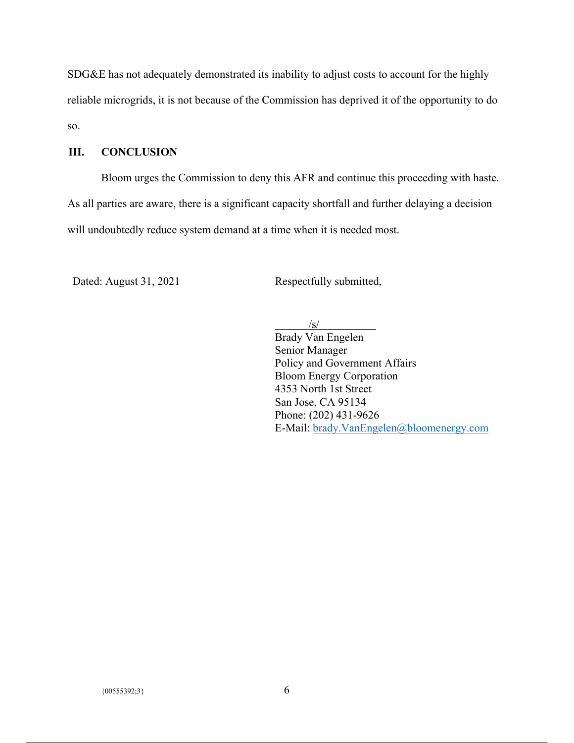SDG&E has not adequately demonstrated its inability to adjust costs to account for the highly reliable microgrids, it is not because of the Commission has deprived it of the opportunity to do so.

## III. CONCLUSION

Bloom urges the Commission to deny this AFR and continue this proceeding with haste. As all parties are aware, there is a significant capacity shortfall and further delaying a decision will undoubtedly reduce system demand at a time when it is needed most.

Dated: August 31, 2021

Respectfully submitted,

/s/

Brady Van Engelen
Senior Manager
Policy and Government Affairs
Bloom Energy Corporation
4353 North 1st Street
San Jose, CA 95134
Phone: (202) 431-9626
E-Mail: brady.VanEngelen@bloomenergy.com

{00555392;3}